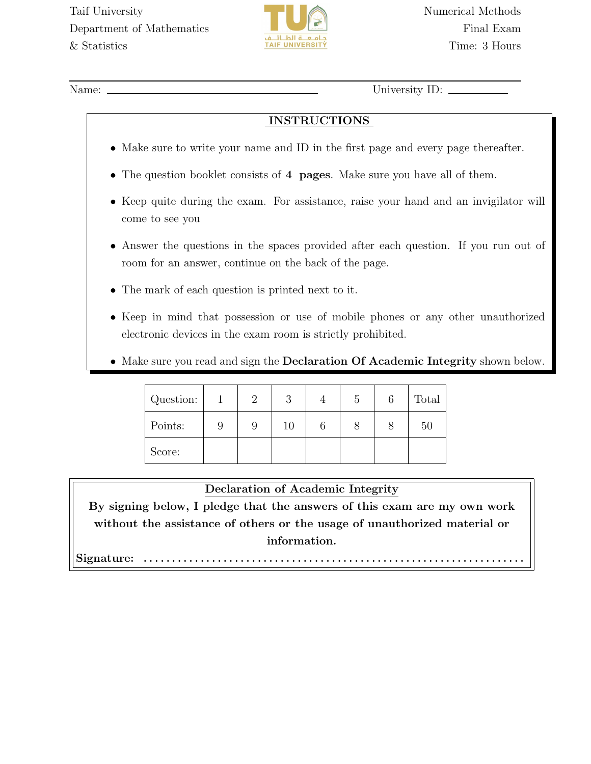Taif University
Department of Mathematics & Statistics

Numerical Methods
Final Exam
Time: 3 Hours

Name: ______________________ University ID: __________

## INSTRUCTIONS

- Make sure to write your name and ID in the first page and every page thereafter.
- The question booklet consists of **4 pages**. Make sure you have all of them.
- Keep quite during the exam. For assistance, raise your hand and an invigilator will come to see you
- Answer the questions in the spaces provided after each question. If you run out of room for an answer, continue on the back of the page.
- The mark of each question is printed next to it.
- Keep in mind that possession or use of mobile phones or any other unauthorized electronic devices in the exam room is strictly prohibited.
- Make sure you read and sign the **Declaration Of Academic Integrity** shown below.

| Question: | 1 | 2 | 3 | 4 | 5 | 6 | Total |
|---|---|---|---|---|---|---|---|
| Points: | 9 | 9 | 10 | 6 | 8 | 8 | 50 |
| Score: | | | | | | | |

### Declaration of Academic Integrity

**By signing below, I pledge that the answers of this exam are my own work without the assistance of others or the usage of unauthorized material or information.**

**Signature:** ..................................................................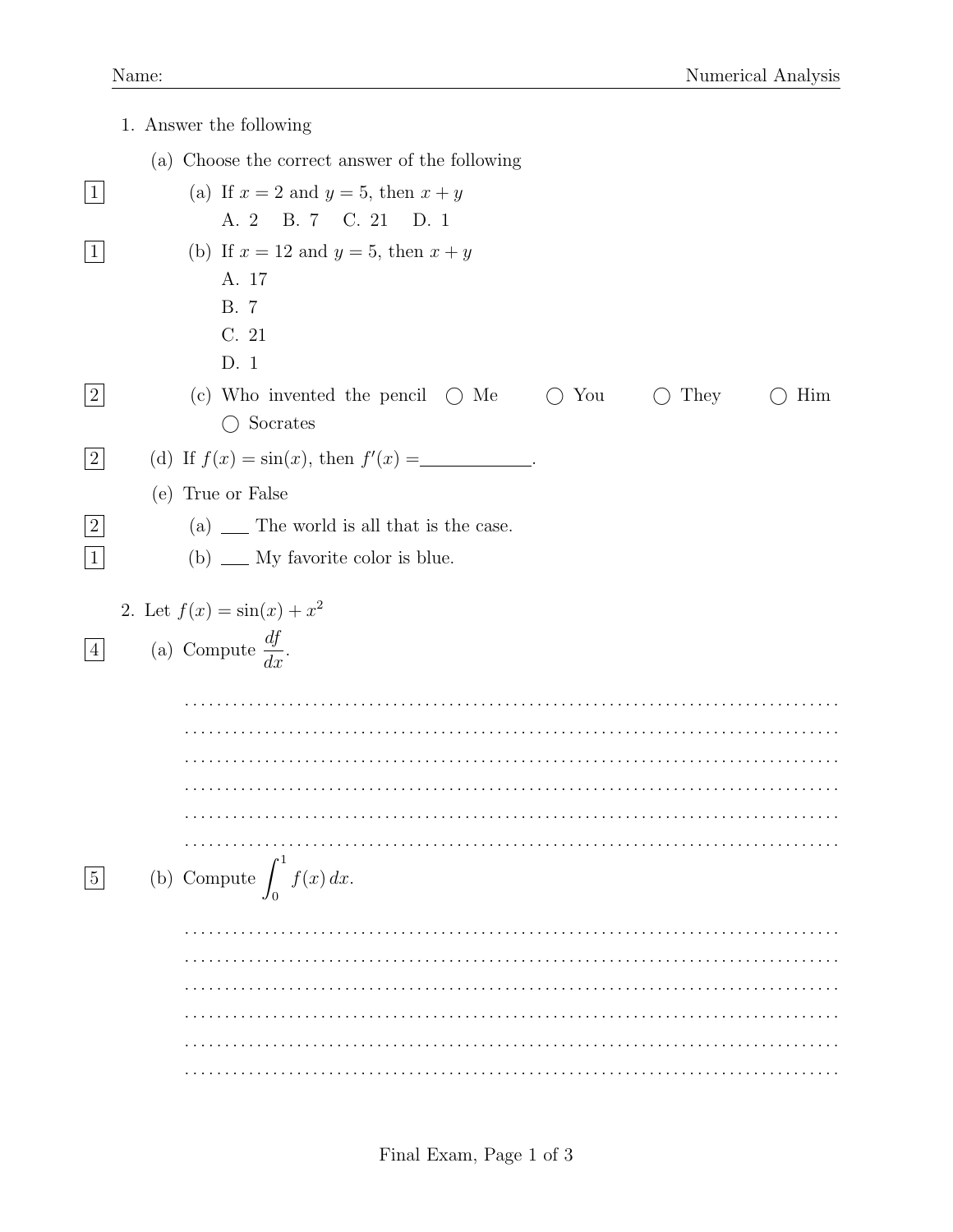Name: Numerical Analysis

1. Answer the following

   (a) Choose the correct answer of the following

   [1] (a) If $x = 2$ and $y = 5$, then $x + y$

   A. 2 B. 7 C. 21 D. 1

   [1] (b) If $x = 12$ and $y = 5$, then $x + y$

   A. 17

   B. 7

   C. 21

   D. 1

   [2] (c) Who invented the pencil ◯ Me ◯ You ◯ They ◯ Him ◯ Socrates

   [2] (d) If $f(x) = \sin(x)$, then $f'(x) =$ ____________.

   (e) True or False

   [2] (a) ___ The world is all that is the case.

   [1] (b) ___ My favorite color is blue.

2. Let $f(x) = \sin(x) + x^2$

   [4] (a) Compute $\dfrac{df}{dx}$.

   ..............................................................................

   ..............................................................................

   ..............................................................................

   ..............................................................................

   ..............................................................................

   ..............................................................................

   [5] (b) Compute $\displaystyle\int_0^1 f(x)\,dx$.

   ..............................................................................

   ..............................................................................

   ..............................................................................

   ..............................................................................

   ..............................................................................

   ..............................................................................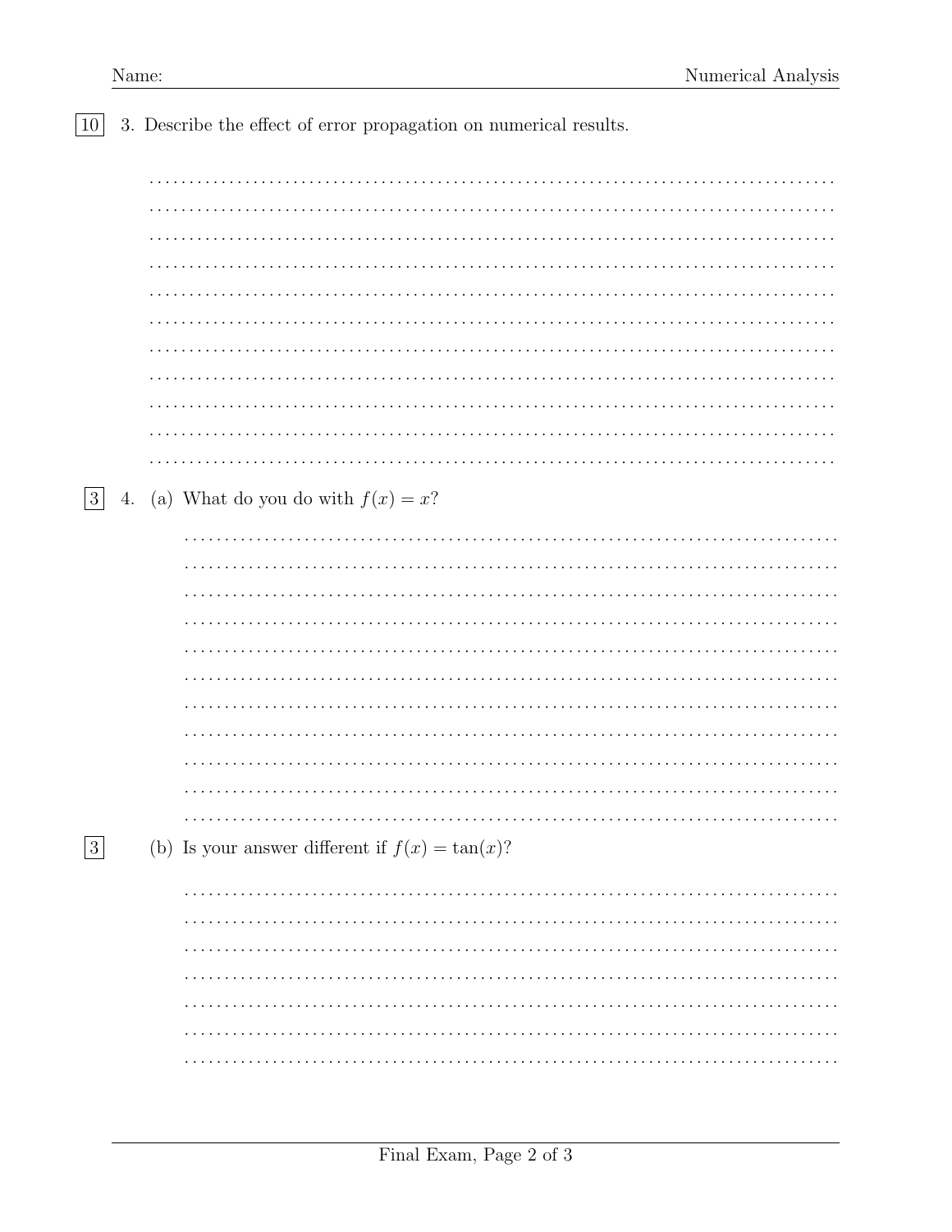10 3. Describe the effect of error propagation on numerical results.

..........................................................................................
..........................................................................................
..........................................................................................
..........................................................................................
..........................................................................................
..........................................................................................
..........................................................................................
..........................................................................................
..........................................................................................
..........................................................................................
..........................................................................................

3 4. (a) What do you do with $f(x) = x$?

..........................................................................................
..........................................................................................
..........................................................................................
..........................................................................................
..........................................................................................
..........................................................................................
..........................................................................................
..........................................................................................
..........................................................................................
..........................................................................................
..........................................................................................

3 (b) Is your answer different if $f(x) = \tan(x)$?

..........................................................................................
..........................................................................................
..........................................................................................
..........................................................................................
..........................................................................................
..........................................................................................
..........................................................................................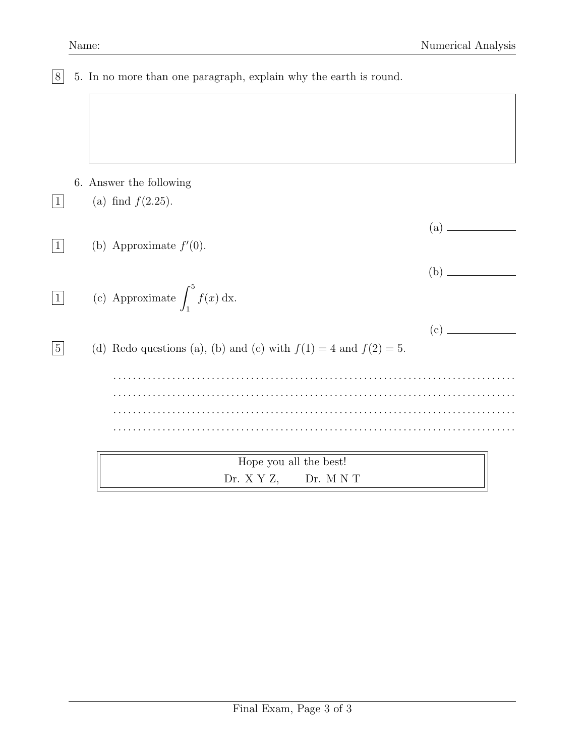8 5. In no more than one paragraph, explain why the earth is round.

6. Answer the following

1 (a) find $f(2.25)$.

(a) ____________

1 (b) Approximate $f'(0)$.

(b) ____________

1 (c) Approximate $\int_1^5 f(x)\,\mathrm{dx}$.

(c) ____________

5 (d) Redo questions (a), (b) and (c) with $f(1) = 4$ and $f(2) = 5$.

..............................................................................

..............................................................................

..............................................................................

..............................................................................

Hope you all the best!

Dr. X Y Z, Dr. M N T